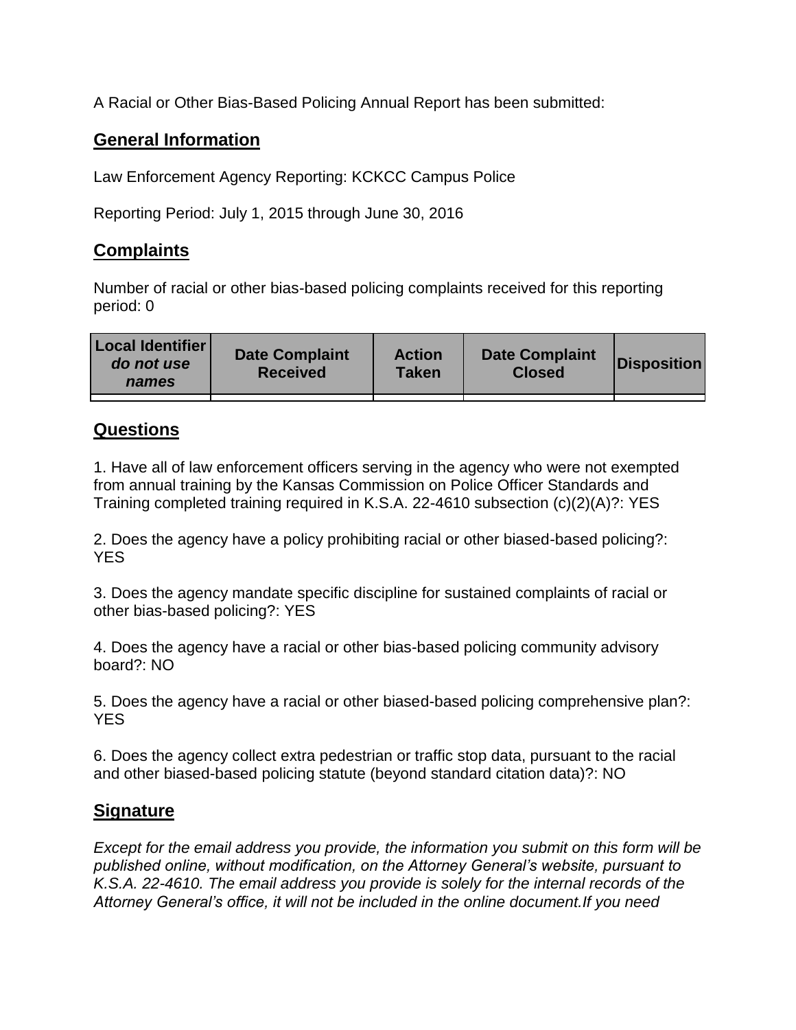A Racial or Other Bias-Based Policing Annual Report has been submitted:

## General Information

Law Enforcement Agency Reporting: KCKCC Campus Police

Reporting Period: July 1, 2015 through June 30, 2016

## Complaints

Number of racial or other bias-based policing complaints received for this reporting period: 0

| Local Identifier *do not use names* | Date Complaint Received | Action Taken | Date Complaint Closed | Disposition |
|---|---|---|---|---|
| | | | | |

## Questions

1. Have all of law enforcement officers serving in the agency who were not exempted from annual training by the Kansas Commission on Police Officer Standards and Training completed training required in K.S.A. 22-4610 subsection (c)(2)(A)?: YES

2. Does the agency have a policy prohibiting racial or other biased-based policing?: YES

3. Does the agency mandate specific discipline for sustained complaints of racial or other bias-based policing?: YES

4. Does the agency have a racial or other bias-based policing community advisory board?: NO

5. Does the agency have a racial or other biased-based policing comprehensive plan?: YES

6. Does the agency collect extra pedestrian or traffic stop data, pursuant to the racial and other biased-based policing statute (beyond standard citation data)?: NO

## Signature

*Except for the email address you provide, the information you submit on this form will be published online, without modification, on the Attorney General's website, pursuant to K.S.A. 22-4610. The email address you provide is solely for the internal records of the Attorney General's office, it will not be included in the online document.If you need*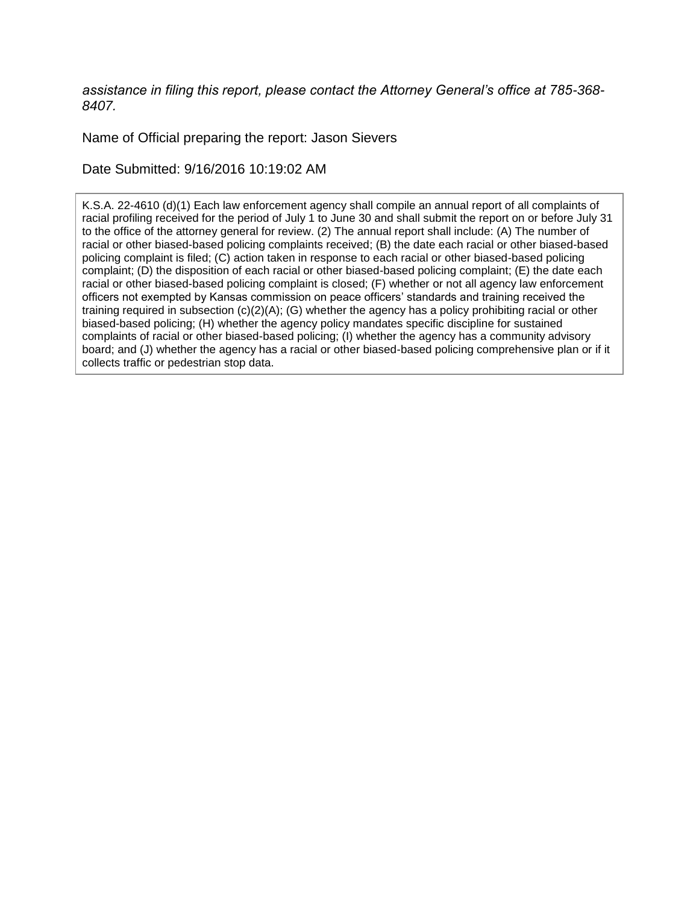*assistance in filing this report, please contact the Attorney General's office at 785-368-8407.*

Name of Official preparing the report: Jason Sievers

Date Submitted: 9/16/2016 10:19:02 AM

K.S.A. 22-4610 (d)(1) Each law enforcement agency shall compile an annual report of all complaints of racial profiling received for the period of July 1 to June 30 and shall submit the report on or before July 31 to the office of the attorney general for review. (2) The annual report shall include: (A) The number of racial or other biased-based policing complaints received; (B) the date each racial or other biased-based policing complaint is filed; (C) action taken in response to each racial or other biased-based policing complaint; (D) the disposition of each racial or other biased-based policing complaint; (E) the date each racial or other biased-based policing complaint is closed; (F) whether or not all agency law enforcement officers not exempted by Kansas commission on peace officers' standards and training received the training required in subsection (c)(2)(A); (G) whether the agency has a policy prohibiting racial or other biased-based policing; (H) whether the agency policy mandates specific discipline for sustained complaints of racial or other biased-based policing; (I) whether the agency has a community advisory board; and (J) whether the agency has a racial or other biased-based policing comprehensive plan or if it collects traffic or pedestrian stop data.